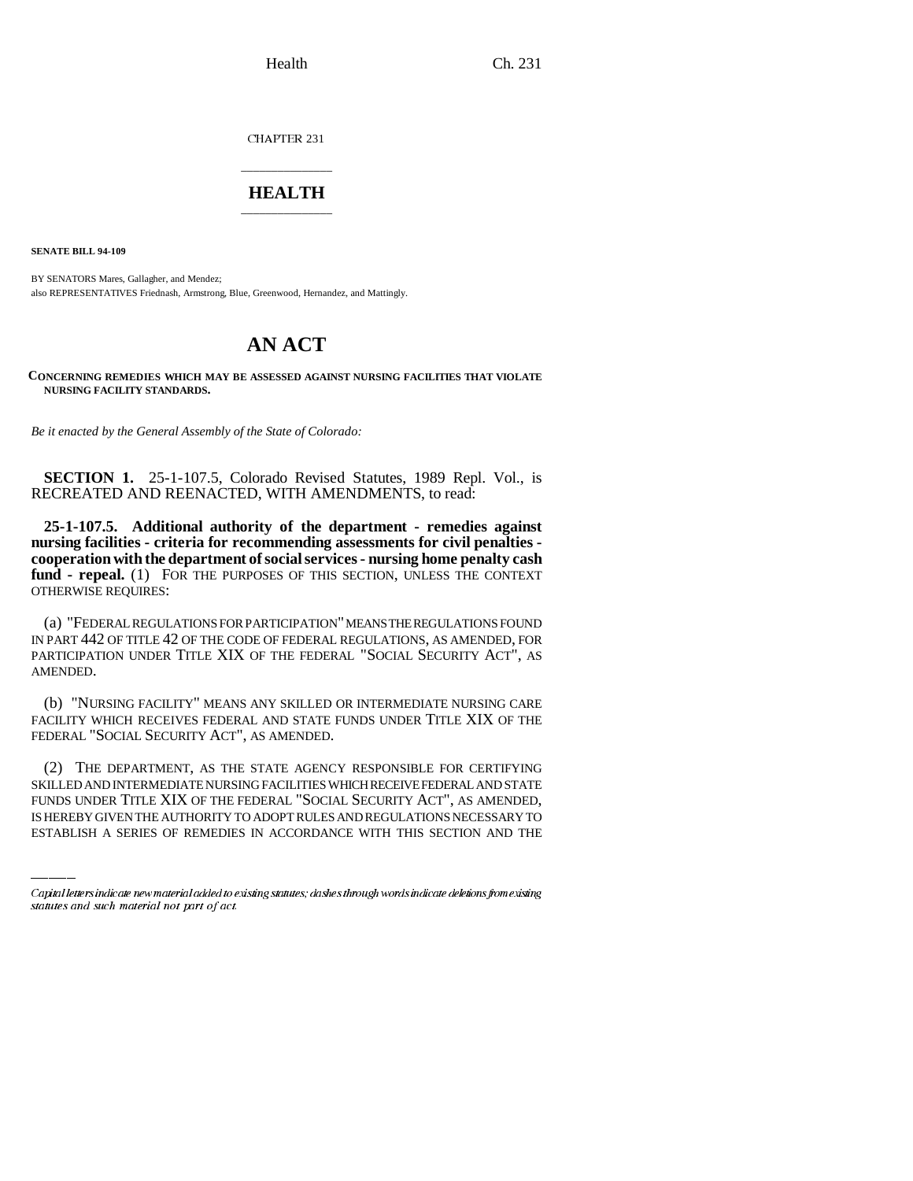CHAPTER 231

# HEALTH

**SENATE BILL 94-109**

BY SENATORS Mares, Gallagher, and Mendez;
also REPRESENTATIVES Friednash, Armstrong, Blue, Greenwood, Hernandez, and Mattingly.

# AN ACT

**CONCERNING REMEDIES WHICH MAY BE ASSESSED AGAINST NURSING FACILITIES THAT VIOLATE NURSING FACILITY STANDARDS.**

*Be it enacted by the General Assembly of the State of Colorado:*

**SECTION 1.** 25-1-107.5, Colorado Revised Statutes, 1989 Repl. Vol., is RECREATED AND REENACTED, WITH AMENDMENTS, to read:

**25-1-107.5. Additional authority of the department - remedies against nursing facilities - criteria for recommending assessments for civil penalties - cooperation with the department of social services - nursing home penalty cash fund - repeal.** (1) FOR THE PURPOSES OF THIS SECTION, UNLESS THE CONTEXT OTHERWISE REQUIRES:

(a) "FEDERAL REGULATIONS FOR PARTICIPATION" MEANS THE REGULATIONS FOUND IN PART 442 OF TITLE 42 OF THE CODE OF FEDERAL REGULATIONS, AS AMENDED, FOR PARTICIPATION UNDER TITLE XIX OF THE FEDERAL "SOCIAL SECURITY ACT", AS AMENDED.

(b) "NURSING FACILITY" MEANS ANY SKILLED OR INTERMEDIATE NURSING CARE FACILITY WHICH RECEIVES FEDERAL AND STATE FUNDS UNDER TITLE XIX OF THE FEDERAL "SOCIAL SECURITY ACT", AS AMENDED.

(2) THE DEPARTMENT, AS THE STATE AGENCY RESPONSIBLE FOR CERTIFYING SKILLED AND INTERMEDIATE NURSING FACILITIES WHICH RECEIVE FEDERAL AND STATE FUNDS UNDER TITLE XIX OF THE FEDERAL "SOCIAL SECURITY ACT", AS AMENDED, IS HEREBY GIVEN THE AUTHORITY TO ADOPT RULES AND REGULATIONS NECESSARY TO ESTABLISH A SERIES OF REMEDIES IN ACCORDANCE WITH THIS SECTION AND THE

Capital letters indicate new material added to existing statutes; dashes through words indicate deletions from existing statutes and such material not part of act.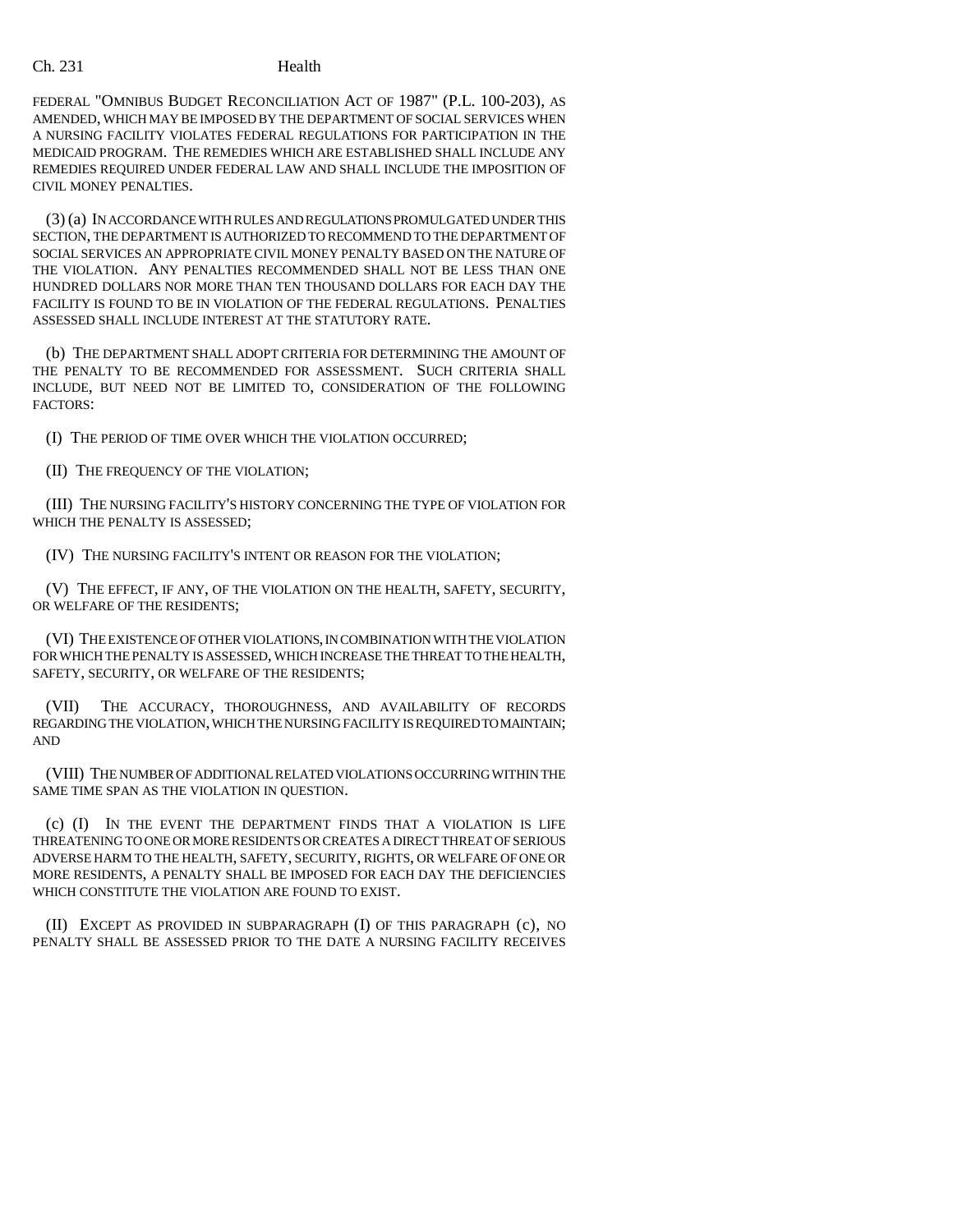FEDERAL "OMNIBUS BUDGET RECONCILIATION ACT OF 1987" (P.L. 100-203), AS AMENDED, WHICH MAY BE IMPOSED BY THE DEPARTMENT OF SOCIAL SERVICES WHEN A NURSING FACILITY VIOLATES FEDERAL REGULATIONS FOR PARTICIPATION IN THE MEDICAID PROGRAM. THE REMEDIES WHICH ARE ESTABLISHED SHALL INCLUDE ANY REMEDIES REQUIRED UNDER FEDERAL LAW AND SHALL INCLUDE THE IMPOSITION OF CIVIL MONEY PENALTIES.

(3) (a) IN ACCORDANCE WITH RULES AND REGULATIONS PROMULGATED UNDER THIS SECTION, THE DEPARTMENT IS AUTHORIZED TO RECOMMEND TO THE DEPARTMENT OF SOCIAL SERVICES AN APPROPRIATE CIVIL MONEY PENALTY BASED ON THE NATURE OF THE VIOLATION. ANY PENALTIES RECOMMENDED SHALL NOT BE LESS THAN ONE HUNDRED DOLLARS NOR MORE THAN TEN THOUSAND DOLLARS FOR EACH DAY THE FACILITY IS FOUND TO BE IN VIOLATION OF THE FEDERAL REGULATIONS. PENALTIES ASSESSED SHALL INCLUDE INTEREST AT THE STATUTORY RATE.

(b) THE DEPARTMENT SHALL ADOPT CRITERIA FOR DETERMINING THE AMOUNT OF THE PENALTY TO BE RECOMMENDED FOR ASSESSMENT. SUCH CRITERIA SHALL INCLUDE, BUT NEED NOT BE LIMITED TO, CONSIDERATION OF THE FOLLOWING FACTORS:

(I) THE PERIOD OF TIME OVER WHICH THE VIOLATION OCCURRED;

(II) THE FREQUENCY OF THE VIOLATION;

(III) THE NURSING FACILITY'S HISTORY CONCERNING THE TYPE OF VIOLATION FOR WHICH THE PENALTY IS ASSESSED;

(IV) THE NURSING FACILITY'S INTENT OR REASON FOR THE VIOLATION;

(V) THE EFFECT, IF ANY, OF THE VIOLATION ON THE HEALTH, SAFETY, SECURITY, OR WELFARE OF THE RESIDENTS;

(VI) THE EXISTENCE OF OTHER VIOLATIONS, IN COMBINATION WITH THE VIOLATION FOR WHICH THE PENALTY IS ASSESSED, WHICH INCREASE THE THREAT TO THE HEALTH, SAFETY, SECURITY, OR WELFARE OF THE RESIDENTS;

(VII) THE ACCURACY, THOROUGHNESS, AND AVAILABILITY OF RECORDS REGARDING THE VIOLATION, WHICH THE NURSING FACILITY IS REQUIRED TO MAINTAIN; AND

(VIII) THE NUMBER OF ADDITIONAL RELATED VIOLATIONS OCCURRING WITHIN THE SAME TIME SPAN AS THE VIOLATION IN QUESTION.

(c) (I) IN THE EVENT THE DEPARTMENT FINDS THAT A VIOLATION IS LIFE THREATENING TO ONE OR MORE RESIDENTS OR CREATES A DIRECT THREAT OF SERIOUS ADVERSE HARM TO THE HEALTH, SAFETY, SECURITY, RIGHTS, OR WELFARE OF ONE OR MORE RESIDENTS, A PENALTY SHALL BE IMPOSED FOR EACH DAY THE DEFICIENCIES WHICH CONSTITUTE THE VIOLATION ARE FOUND TO EXIST.

(II) EXCEPT AS PROVIDED IN SUBPARAGRAPH (I) OF THIS PARAGRAPH (c), NO PENALTY SHALL BE ASSESSED PRIOR TO THE DATE A NURSING FACILITY RECEIVES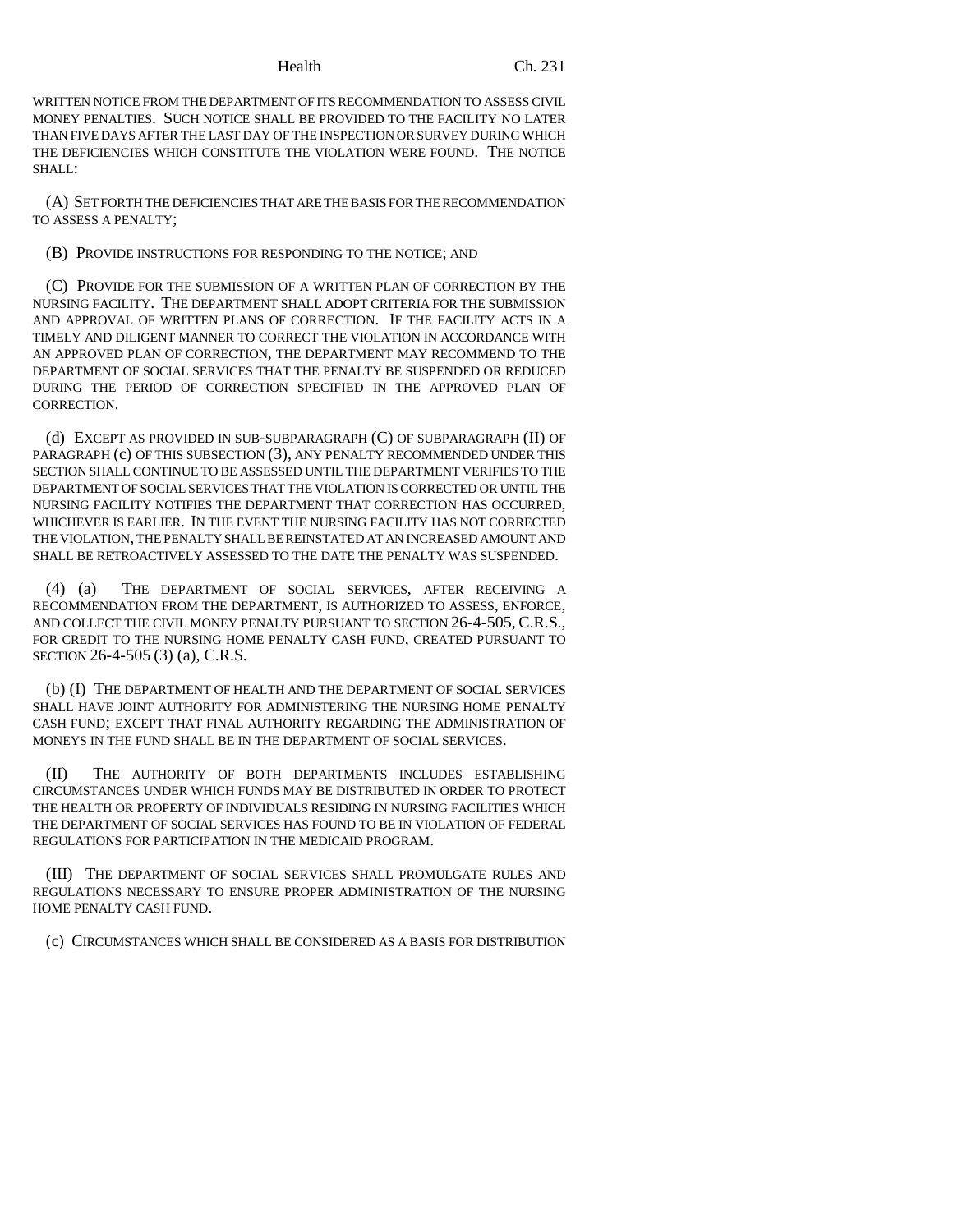WRITTEN NOTICE FROM THE DEPARTMENT OF ITS RECOMMENDATION TO ASSESS CIVIL MONEY PENALTIES. SUCH NOTICE SHALL BE PROVIDED TO THE FACILITY NO LATER THAN FIVE DAYS AFTER THE LAST DAY OF THE INSPECTION OR SURVEY DURING WHICH THE DEFICIENCIES WHICH CONSTITUTE THE VIOLATION WERE FOUND. THE NOTICE SHALL:

(A) SET FORTH THE DEFICIENCIES THAT ARE THE BASIS FOR THE RECOMMENDATION TO ASSESS A PENALTY;

(B) PROVIDE INSTRUCTIONS FOR RESPONDING TO THE NOTICE; AND

(C) PROVIDE FOR THE SUBMISSION OF A WRITTEN PLAN OF CORRECTION BY THE NURSING FACILITY. THE DEPARTMENT SHALL ADOPT CRITERIA FOR THE SUBMISSION AND APPROVAL OF WRITTEN PLANS OF CORRECTION. IF THE FACILITY ACTS IN A TIMELY AND DILIGENT MANNER TO CORRECT THE VIOLATION IN ACCORDANCE WITH AN APPROVED PLAN OF CORRECTION, THE DEPARTMENT MAY RECOMMEND TO THE DEPARTMENT OF SOCIAL SERVICES THAT THE PENALTY BE SUSPENDED OR REDUCED DURING THE PERIOD OF CORRECTION SPECIFIED IN THE APPROVED PLAN OF CORRECTION.

(d) EXCEPT AS PROVIDED IN SUB-SUBPARAGRAPH (C) OF SUBPARAGRAPH (II) OF PARAGRAPH (c) OF THIS SUBSECTION (3), ANY PENALTY RECOMMENDED UNDER THIS SECTION SHALL CONTINUE TO BE ASSESSED UNTIL THE DEPARTMENT VERIFIES TO THE DEPARTMENT OF SOCIAL SERVICES THAT THE VIOLATION IS CORRECTED OR UNTIL THE NURSING FACILITY NOTIFIES THE DEPARTMENT THAT CORRECTION HAS OCCURRED, WHICHEVER IS EARLIER. IN THE EVENT THE NURSING FACILITY HAS NOT CORRECTED THE VIOLATION, THE PENALTY SHALL BE REINSTATED AT AN INCREASED AMOUNT AND SHALL BE RETROACTIVELY ASSESSED TO THE DATE THE PENALTY WAS SUSPENDED.

(4) (a) THE DEPARTMENT OF SOCIAL SERVICES, AFTER RECEIVING A RECOMMENDATION FROM THE DEPARTMENT, IS AUTHORIZED TO ASSESS, ENFORCE, AND COLLECT THE CIVIL MONEY PENALTY PURSUANT TO SECTION 26-4-505, C.R.S., FOR CREDIT TO THE NURSING HOME PENALTY CASH FUND, CREATED PURSUANT TO SECTION 26-4-505 (3) (a), C.R.S.

(b) (I) THE DEPARTMENT OF HEALTH AND THE DEPARTMENT OF SOCIAL SERVICES SHALL HAVE JOINT AUTHORITY FOR ADMINISTERING THE NURSING HOME PENALTY CASH FUND; EXCEPT THAT FINAL AUTHORITY REGARDING THE ADMINISTRATION OF MONEYS IN THE FUND SHALL BE IN THE DEPARTMENT OF SOCIAL SERVICES.

(II) THE AUTHORITY OF BOTH DEPARTMENTS INCLUDES ESTABLISHING CIRCUMSTANCES UNDER WHICH FUNDS MAY BE DISTRIBUTED IN ORDER TO PROTECT THE HEALTH OR PROPERTY OF INDIVIDUALS RESIDING IN NURSING FACILITIES WHICH THE DEPARTMENT OF SOCIAL SERVICES HAS FOUND TO BE IN VIOLATION OF FEDERAL REGULATIONS FOR PARTICIPATION IN THE MEDICAID PROGRAM.

(III) THE DEPARTMENT OF SOCIAL SERVICES SHALL PROMULGATE RULES AND REGULATIONS NECESSARY TO ENSURE PROPER ADMINISTRATION OF THE NURSING HOME PENALTY CASH FUND.

(c) CIRCUMSTANCES WHICH SHALL BE CONSIDERED AS A BASIS FOR DISTRIBUTION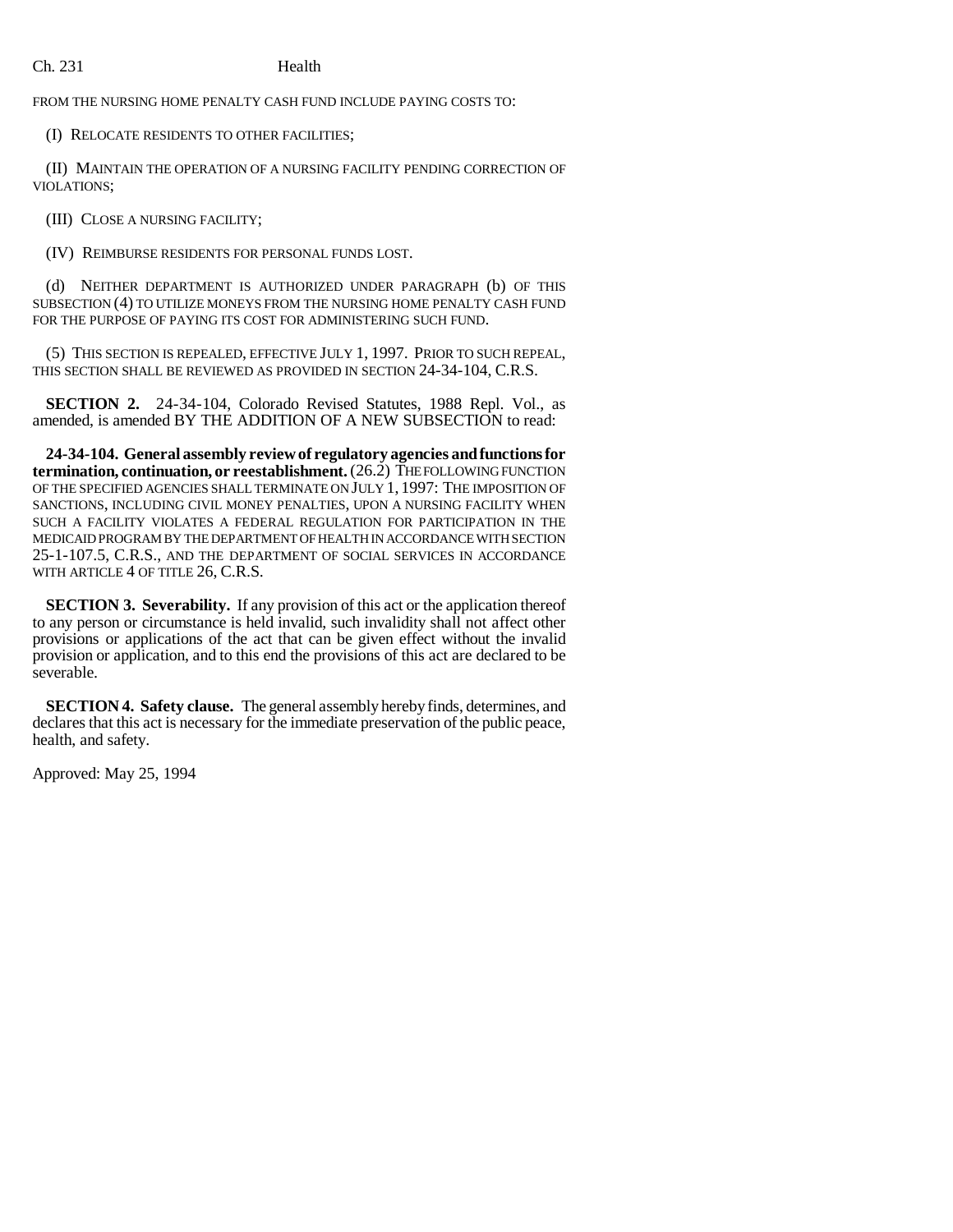FROM THE NURSING HOME PENALTY CASH FUND INCLUDE PAYING COSTS TO:

(I) RELOCATE RESIDENTS TO OTHER FACILITIES;

(II) MAINTAIN THE OPERATION OF A NURSING FACILITY PENDING CORRECTION OF VIOLATIONS;

(III) CLOSE A NURSING FACILITY;

(IV) REIMBURSE RESIDENTS FOR PERSONAL FUNDS LOST.

(d) NEITHER DEPARTMENT IS AUTHORIZED UNDER PARAGRAPH (b) OF THIS SUBSECTION (4) TO UTILIZE MONEYS FROM THE NURSING HOME PENALTY CASH FUND FOR THE PURPOSE OF PAYING ITS COST FOR ADMINISTERING SUCH FUND.

(5) THIS SECTION IS REPEALED, EFFECTIVE JULY 1, 1997. PRIOR TO SUCH REPEAL, THIS SECTION SHALL BE REVIEWED AS PROVIDED IN SECTION 24-34-104, C.R.S.

**SECTION 2.** 24-34-104, Colorado Revised Statutes, 1988 Repl. Vol., as amended, is amended BY THE ADDITION OF A NEW SUBSECTION to read:

**24-34-104. General assembly review of regulatory agencies and functions for termination, continuation, or reestablishment.** (26.2) THE FOLLOWING FUNCTION OF THE SPECIFIED AGENCIES SHALL TERMINATE ON JULY 1, 1997: THE IMPOSITION OF SANCTIONS, INCLUDING CIVIL MONEY PENALTIES, UPON A NURSING FACILITY WHEN SUCH A FACILITY VIOLATES A FEDERAL REGULATION FOR PARTICIPATION IN THE MEDICAID PROGRAM BY THE DEPARTMENT OF HEALTH IN ACCORDANCE WITH SECTION 25-1-107.5, C.R.S., AND THE DEPARTMENT OF SOCIAL SERVICES IN ACCORDANCE WITH ARTICLE 4 OF TITLE 26, C.R.S.

**SECTION 3. Severability.** If any provision of this act or the application thereof to any person or circumstance is held invalid, such invalidity shall not affect other provisions or applications of the act that can be given effect without the invalid provision or application, and to this end the provisions of this act are declared to be severable.

**SECTION 4. Safety clause.** The general assembly hereby finds, determines, and declares that this act is necessary for the immediate preservation of the public peace, health, and safety.

Approved: May 25, 1994